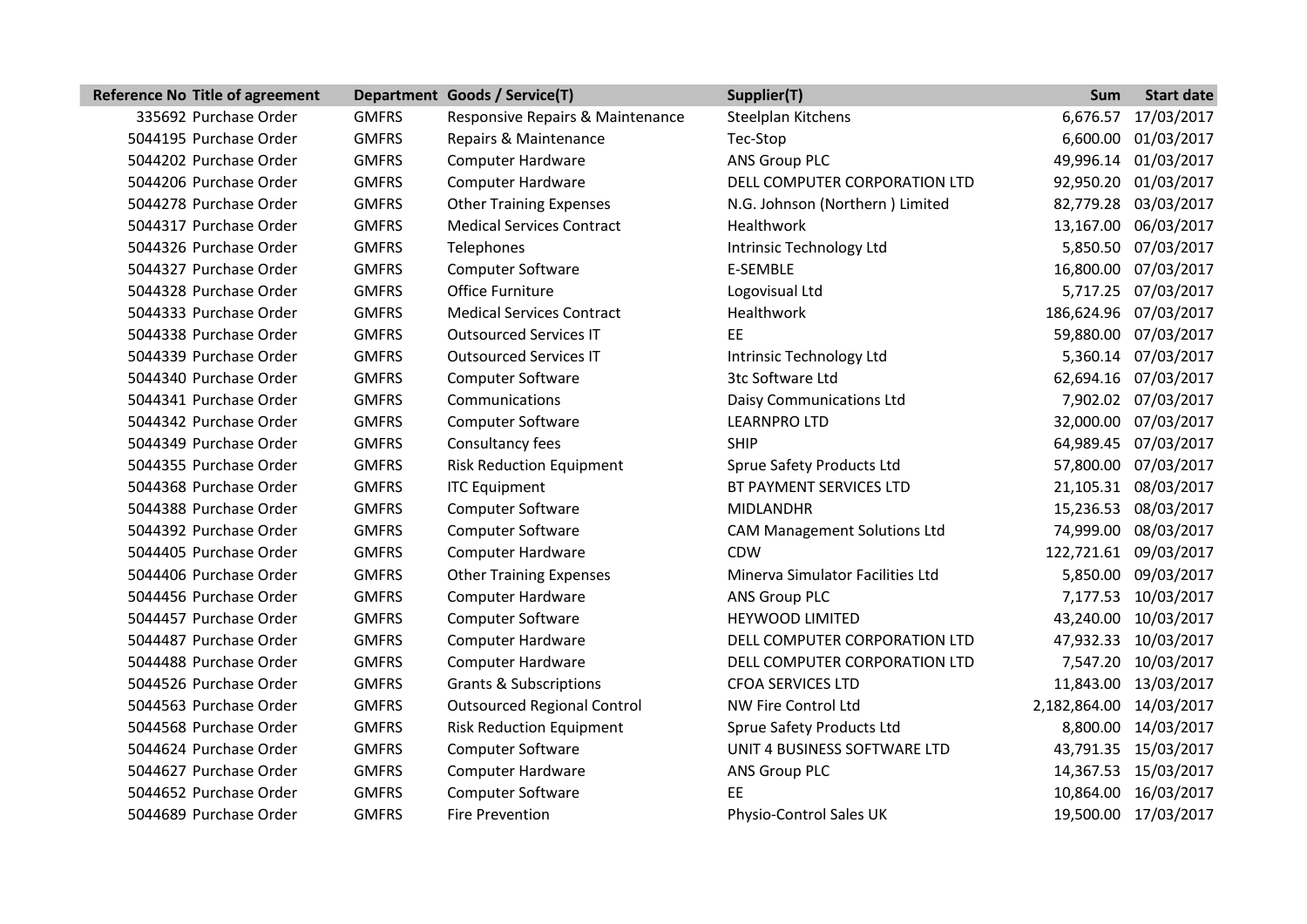| Reference No | Title of agreement | Department | Goods / Service(T) | Supplier(T) | Sum | Start date |
|---|---|---|---|---|---|---|
| 335692 | Purchase Order | GMFRS | Responsive Repairs & Maintenance | Steelplan Kitchens | 6,676.57 | 17/03/2017 |
| 5044195 | Purchase Order | GMFRS | Repairs & Maintenance | Tec-Stop | 6,600.00 | 01/03/2017 |
| 5044202 | Purchase Order | GMFRS | Computer Hardware | ANS Group PLC | 49,996.14 | 01/03/2017 |
| 5044206 | Purchase Order | GMFRS | Computer Hardware | DELL COMPUTER CORPORATION LTD | 92,950.20 | 01/03/2017 |
| 5044278 | Purchase Order | GMFRS | Other Training Expenses | N.G. Johnson (Northern ) Limited | 82,779.28 | 03/03/2017 |
| 5044317 | Purchase Order | GMFRS | Medical Services Contract | Healthwork | 13,167.00 | 06/03/2017 |
| 5044326 | Purchase Order | GMFRS | Telephones | Intrinsic Technology Ltd | 5,850.50 | 07/03/2017 |
| 5044327 | Purchase Order | GMFRS | Computer Software | E-SEMBLE | 16,800.00 | 07/03/2017 |
| 5044328 | Purchase Order | GMFRS | Office Furniture | Logovisual Ltd | 5,717.25 | 07/03/2017 |
| 5044333 | Purchase Order | GMFRS | Medical Services Contract | Healthwork | 186,624.96 | 07/03/2017 |
| 5044338 | Purchase Order | GMFRS | Outsourced Services IT | EE | 59,880.00 | 07/03/2017 |
| 5044339 | Purchase Order | GMFRS | Outsourced Services IT | Intrinsic Technology Ltd | 5,360.14 | 07/03/2017 |
| 5044340 | Purchase Order | GMFRS | Computer Software | 3tc Software Ltd | 62,694.16 | 07/03/2017 |
| 5044341 | Purchase Order | GMFRS | Communications | Daisy Communications Ltd | 7,902.02 | 07/03/2017 |
| 5044342 | Purchase Order | GMFRS | Computer Software | LEARNPRO LTD | 32,000.00 | 07/03/2017 |
| 5044349 | Purchase Order | GMFRS | Consultancy fees | SHIP | 64,989.45 | 07/03/2017 |
| 5044355 | Purchase Order | GMFRS | Risk Reduction Equipment | Sprue Safety Products Ltd | 57,800.00 | 07/03/2017 |
| 5044368 | Purchase Order | GMFRS | ITC Equipment | BT PAYMENT SERVICES LTD | 21,105.31 | 08/03/2017 |
| 5044388 | Purchase Order | GMFRS | Computer Software | MIDLANDHR | 15,236.53 | 08/03/2017 |
| 5044392 | Purchase Order | GMFRS | Computer Software | CAM Management Solutions Ltd | 74,999.00 | 08/03/2017 |
| 5044405 | Purchase Order | GMFRS | Computer Hardware | CDW | 122,721.61 | 09/03/2017 |
| 5044406 | Purchase Order | GMFRS | Other Training Expenses | Minerva Simulator Facilities Ltd | 5,850.00 | 09/03/2017 |
| 5044456 | Purchase Order | GMFRS | Computer Hardware | ANS Group PLC | 7,177.53 | 10/03/2017 |
| 5044457 | Purchase Order | GMFRS | Computer Software | HEYWOOD LIMITED | 43,240.00 | 10/03/2017 |
| 5044487 | Purchase Order | GMFRS | Computer Hardware | DELL COMPUTER CORPORATION LTD | 47,932.33 | 10/03/2017 |
| 5044488 | Purchase Order | GMFRS | Computer Hardware | DELL COMPUTER CORPORATION LTD | 7,547.20 | 10/03/2017 |
| 5044526 | Purchase Order | GMFRS | Grants & Subscriptions | CFOA SERVICES LTD | 11,843.00 | 13/03/2017 |
| 5044563 | Purchase Order | GMFRS | Outsourced Regional Control | NW Fire Control Ltd | 2,182,864.00 | 14/03/2017 |
| 5044568 | Purchase Order | GMFRS | Risk Reduction Equipment | Sprue Safety Products Ltd | 8,800.00 | 14/03/2017 |
| 5044624 | Purchase Order | GMFRS | Computer Software | UNIT 4 BUSINESS SOFTWARE LTD | 43,791.35 | 15/03/2017 |
| 5044627 | Purchase Order | GMFRS | Computer Hardware | ANS Group PLC | 14,367.53 | 15/03/2017 |
| 5044652 | Purchase Order | GMFRS | Computer Software | EE | 10,864.00 | 16/03/2017 |
| 5044689 | Purchase Order | GMFRS | Fire Prevention | Physio-Control Sales UK | 19,500.00 | 17/03/2017 |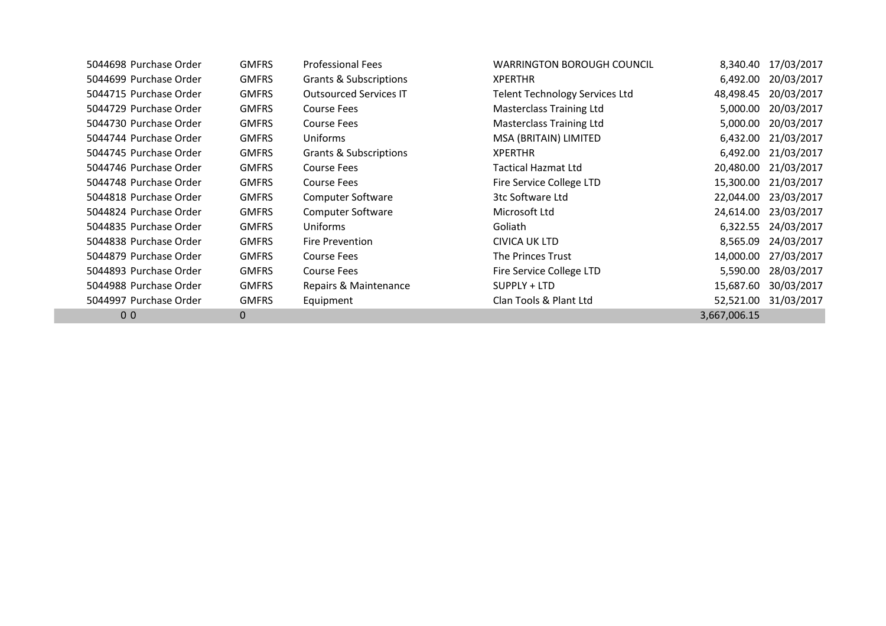| | | | | | | |
|---|---|---|---|---|---|---|
| 5044698 | Purchase Order | GMFRS | Professional Fees | WARRINGTON BOROUGH COUNCIL | 8,340.40 | 17/03/2017 |
| 5044699 | Purchase Order | GMFRS | Grants & Subscriptions | XPERTHR | 6,492.00 | 20/03/2017 |
| 5044715 | Purchase Order | GMFRS | Outsourced Services IT | Telent Technology Services Ltd | 48,498.45 | 20/03/2017 |
| 5044729 | Purchase Order | GMFRS | Course Fees | Masterclass Training Ltd | 5,000.00 | 20/03/2017 |
| 5044730 | Purchase Order | GMFRS | Course Fees | Masterclass Training Ltd | 5,000.00 | 20/03/2017 |
| 5044744 | Purchase Order | GMFRS | Uniforms | MSA (BRITAIN) LIMITED | 6,432.00 | 21/03/2017 |
| 5044745 | Purchase Order | GMFRS | Grants & Subscriptions | XPERTHR | 6,492.00 | 21/03/2017 |
| 5044746 | Purchase Order | GMFRS | Course Fees | Tactical Hazmat Ltd | 20,480.00 | 21/03/2017 |
| 5044748 | Purchase Order | GMFRS | Course Fees | Fire Service College LTD | 15,300.00 | 21/03/2017 |
| 5044818 | Purchase Order | GMFRS | Computer Software | 3tc Software Ltd | 22,044.00 | 23/03/2017 |
| 5044824 | Purchase Order | GMFRS | Computer Software | Microsoft Ltd | 24,614.00 | 23/03/2017 |
| 5044835 | Purchase Order | GMFRS | Uniforms | Goliath | 6,322.55 | 24/03/2017 |
| 5044838 | Purchase Order | GMFRS | Fire Prevention | CIVICA UK LTD | 8,565.09 | 24/03/2017 |
| 5044879 | Purchase Order | GMFRS | Course Fees | The Princes Trust | 14,000.00 | 27/03/2017 |
| 5044893 | Purchase Order | GMFRS | Course Fees | Fire Service College LTD | 5,590.00 | 28/03/2017 |
| 5044988 | Purchase Order | GMFRS | Repairs & Maintenance | SUPPLY + LTD | 15,687.60 | 30/03/2017 |
| 5044997 | Purchase Order | GMFRS | Equipment | Clan Tools & Plant Ltd | 52,521.00 | 31/03/2017 |
| 0 | 0 | 0 | | | 3,667,006.15 | |